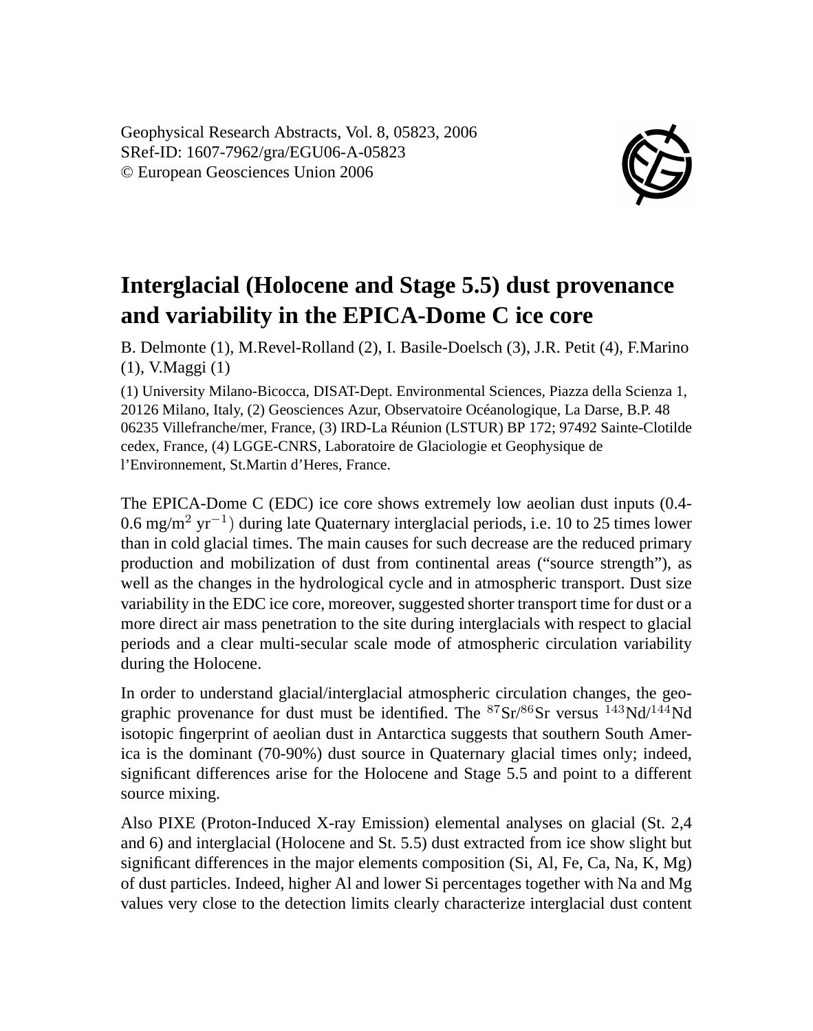Geophysical Research Abstracts, Vol. 8, 05823, 2006
SRef-ID: 1607-7962/gra/EGU06-A-05823
© European Geosciences Union 2006

# Interglacial (Holocene and Stage 5.5) dust provenance and variability in the EPICA-Dome C ice core

B. Delmonte (1), M.Revel-Rolland (2), I. Basile-Doelsch (3), J.R. Petit (4), F.Marino (1), V.Maggi (1)

(1) University Milano-Bicocca, DISAT-Dept. Environmental Sciences, Piazza della Scienza 1, 20126 Milano, Italy, (2) Geosciences Azur, Observatoire Océanologique, La Darse, B.P. 48 06235 Villefranche/mer, France, (3) IRD-La Réunion (LSTUR) BP 172; 97492 Sainte-Clotilde cedex, France, (4) LGGE-CNRS, Laboratoire de Glaciologie et Geophysique de l'Environnement, St.Martin d'Heres, France.

The EPICA-Dome C (EDC) ice core shows extremely low aeolian dust inputs (0.4-0.6 mg/m$^2$ yr$^{-1}$) during late Quaternary interglacial periods, i.e. 10 to 25 times lower than in cold glacial times. The main causes for such decrease are the reduced primary production and mobilization of dust from continental areas ("source strength"), as well as the changes in the hydrological cycle and in atmospheric transport. Dust size variability in the EDC ice core, moreover, suggested shorter transport time for dust or a more direct air mass penetration to the site during interglacials with respect to glacial periods and a clear multi-secular scale mode of atmospheric circulation variability during the Holocene.

In order to understand glacial/interglacial atmospheric circulation changes, the geographic provenance for dust must be identified. The $^{87}$Sr/$^{86}$Sr versus $^{143}$Nd/$^{144}$Nd isotopic fingerprint of aeolian dust in Antarctica suggests that southern South America is the dominant (70-90%) dust source in Quaternary glacial times only; indeed, significant differences arise for the Holocene and Stage 5.5 and point to a different source mixing.

Also PIXE (Proton-Induced X-ray Emission) elemental analyses on glacial (St. 2,4 and 6) and interglacial (Holocene and St. 5.5) dust extracted from ice show slight but significant differences in the major elements composition (Si, Al, Fe, Ca, Na, K, Mg) of dust particles. Indeed, higher Al and lower Si percentages together with Na and Mg values very close to the detection limits clearly characterize interglacial dust content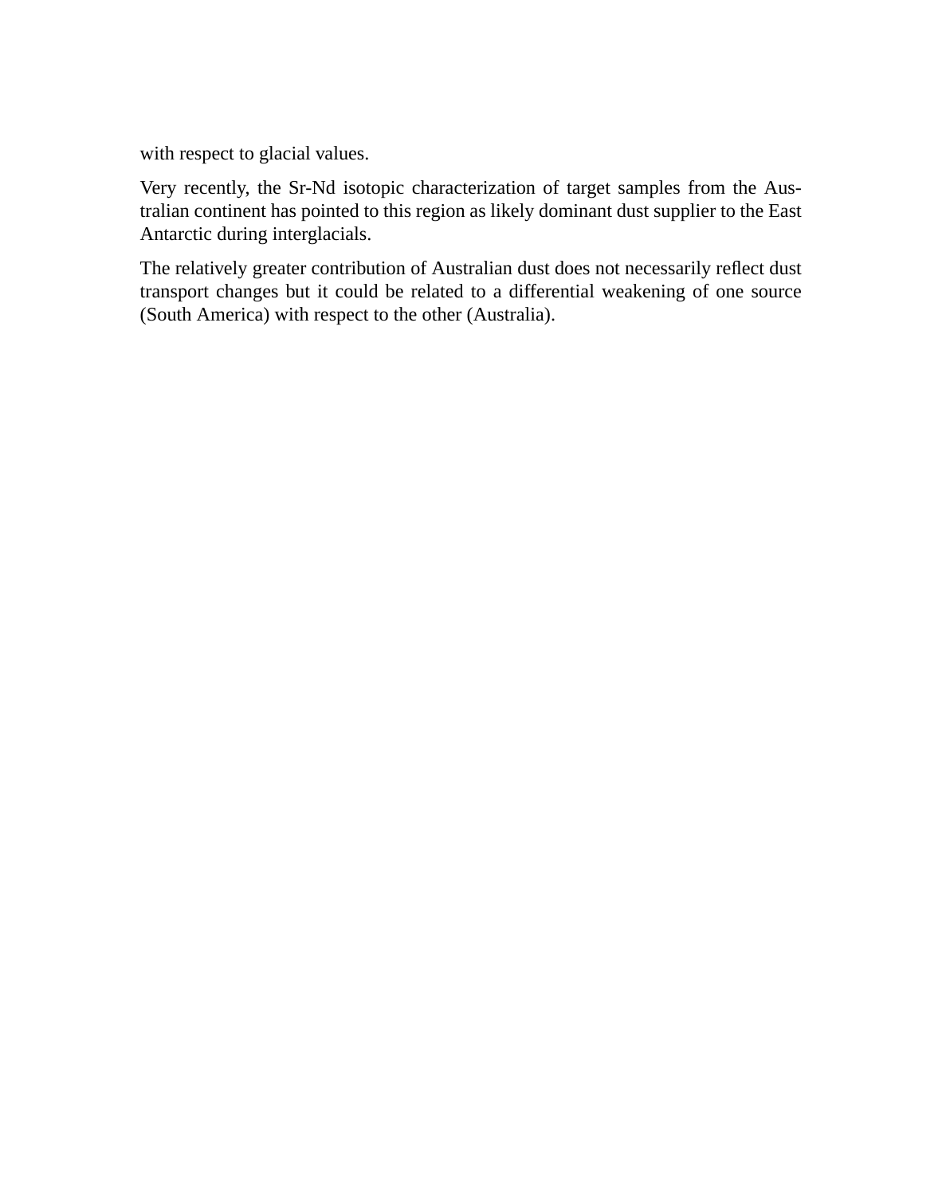with respect to glacial values.

Very recently, the Sr-Nd isotopic characterization of target samples from the Australian continent has pointed to this region as likely dominant dust supplier to the East Antarctic during interglacials.

The relatively greater contribution of Australian dust does not necessarily reflect dust transport changes but it could be related to a differential weakening of one source (South America) with respect to the other (Australia).